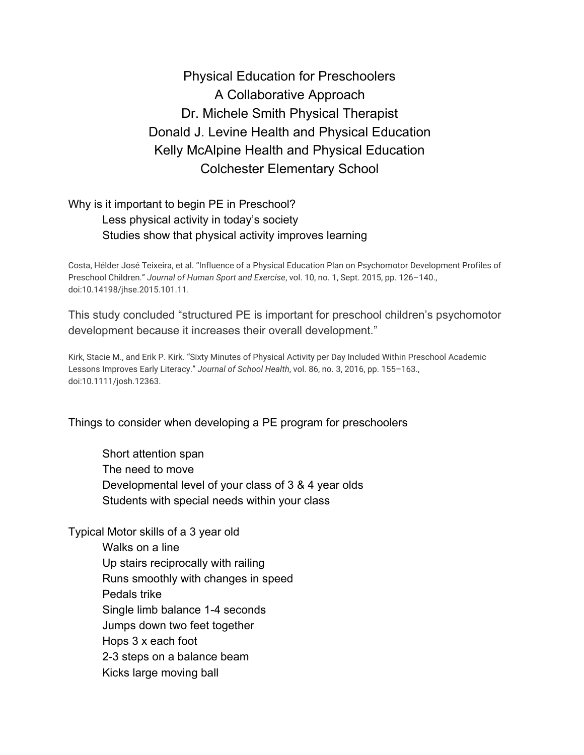# Physical Education for Preschoolers
## A Collaborative Approach

Dr. Michele Smith Physical Therapist
Donald J. Levine Health and Physical Education
Kelly McAlpine Health and Physical Education
Colchester Elementary School

Why is it important to begin PE in Preschool?

- Less physical activity in today's society
- Studies show that physical activity improves learning

Costa, Hélder José Teixeira, et al. "Influence of a Physical Education Plan on Psychomotor Development Profiles of Preschool Children." *Journal of Human Sport and Exercise*, vol. 10, no. 1, Sept. 2015, pp. 126–140., doi:10.14198/jhse.2015.101.11.

This study concluded "structured PE is important for preschool children's psychomotor development because it increases their overall development."

Kirk, Stacie M., and Erik P. Kirk. "Sixty Minutes of Physical Activity per Day Included Within Preschool Academic Lessons Improves Early Literacy." *Journal of School Health*, vol. 86, no. 3, 2016, pp. 155–163., doi:10.1111/josh.12363.

Things to consider when developing a PE program for preschoolers

- Short attention span
- The need to move
- Developmental level of your class of 3 & 4 year olds
- Students with special needs within your class

Typical Motor skills of a 3 year old

- Walks on a line
- Up stairs reciprocally with railing
- Runs smoothly with changes in speed
- Pedals trike
- Single limb balance 1-4 seconds
- Jumps down two feet together
- Hops 3 x each foot
- 2-3 steps on a balance beam
- Kicks large moving ball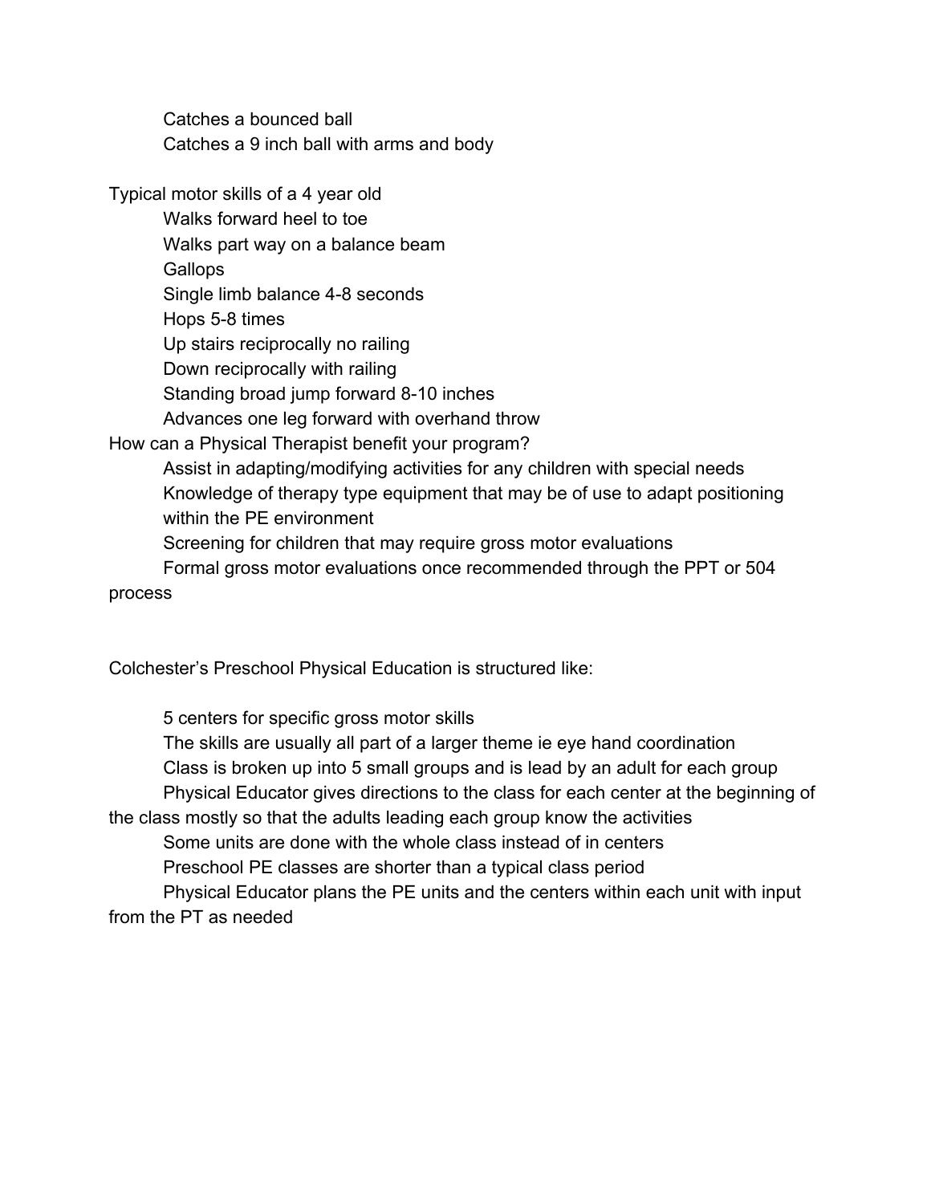- Catches a bounced ball
- Catches a 9 inch ball with arms and body

Typical motor skills of a 4 year old

- Walks forward heel to toe
- Walks part way on a balance beam
- Gallops
- Single limb balance 4-8 seconds
- Hops 5-8 times
- Up stairs reciprocally no railing
- Down reciprocally with railing
- Standing broad jump forward 8-10 inches
- Advances one leg forward with overhand throw

How can a Physical Therapist benefit your program?

- Assist in adapting/modifying activities for any children with special needs
- Knowledge of therapy type equipment that may be of use to adapt positioning within the PE environment
- Screening for children that may require gross motor evaluations
- Formal gross motor evaluations once recommended through the PPT or 504 process

Colchester's Preschool Physical Education is structured like:

- 5 centers for specific gross motor skills
- The skills are usually all part of a larger theme ie eye hand coordination
- Class is broken up into 5 small groups and is lead by an adult for each group
- Physical Educator gives directions to the class for each center at the beginning of the class mostly so that the adults leading each group know the activities
- Some units are done with the whole class instead of in centers
- Preschool PE classes are shorter than a typical class period
- Physical Educator plans the PE units and the centers within each unit with input from the PT as needed